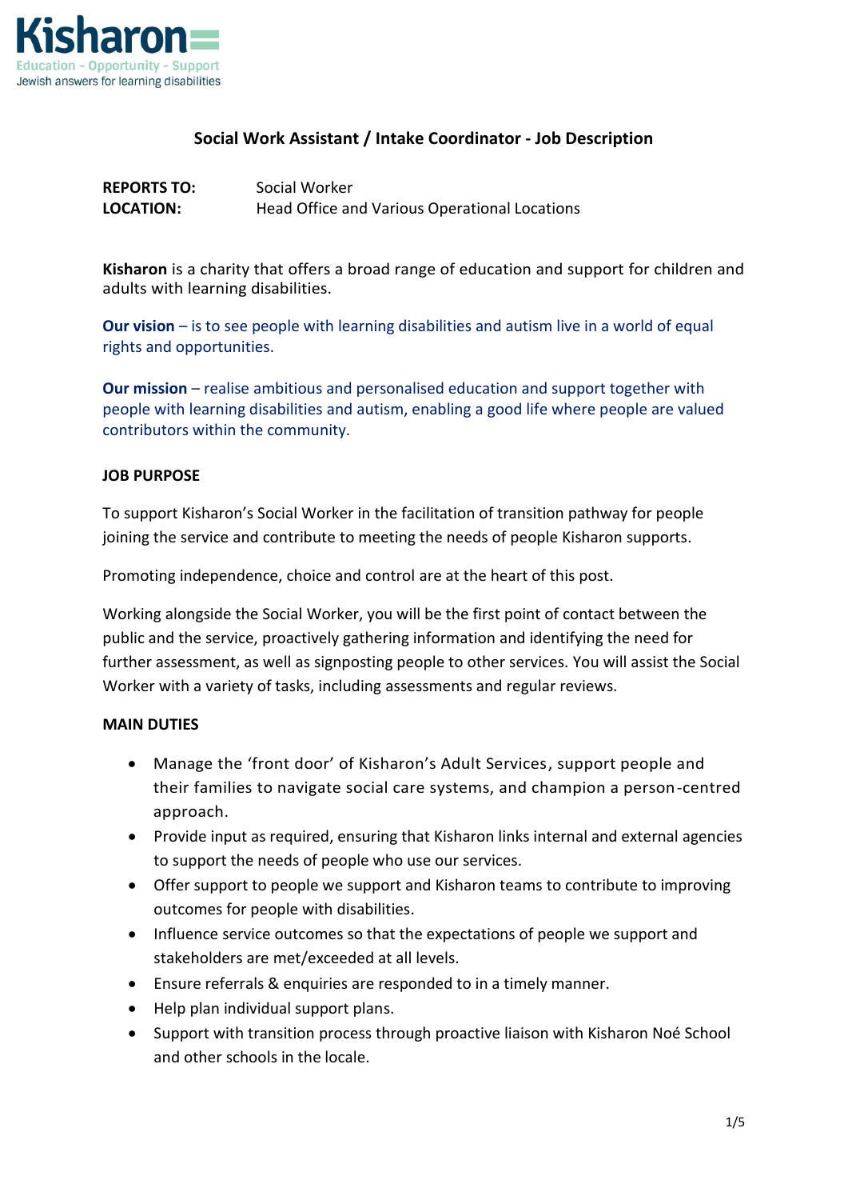Kisharon

Education - Opportunity - Support

Jewish answers for learning disabilities

# Social Work Assistant / Intake Coordinator - Job Description

**REPORTS TO:** Social Worker
**LOCATION:** Head Office and Various Operational Locations

**Kisharon** is a charity that offers a broad range of education and support for children and adults with learning disabilities.

**Our vision** – is to see people with learning disabilities and autism live in a world of equal rights and opportunities.

**Our mission** – realise ambitious and personalised education and support together with people with learning disabilities and autism, enabling a good life where people are valued contributors within the community.

## JOB PURPOSE

To support Kisharon's Social Worker in the facilitation of transition pathway for people joining the service and contribute to meeting the needs of people Kisharon supports.

Promoting independence, choice and control are at the heart of this post.

Working alongside the Social Worker, you will be the first point of contact between the public and the service, proactively gathering information and identifying the need for further assessment, as well as signposting people to other services. You will assist the Social Worker with a variety of tasks, including assessments and regular reviews.

## MAIN DUTIES

- Manage the 'front door' of Kisharon's Adult Services, support people and their families to navigate social care systems, and champion a person-centred approach.
- Provide input as required, ensuring that Kisharon links internal and external agencies to support the needs of people who use our services.
- Offer support to people we support and Kisharon teams to contribute to improving outcomes for people with disabilities.
- Influence service outcomes so that the expectations of people we support and stakeholders are met/exceeded at all levels.
- Ensure referrals & enquiries are responded to in a timely manner.
- Help plan individual support plans.
- Support with transition process through proactive liaison with Kisharon Noé School and other schools in the locale.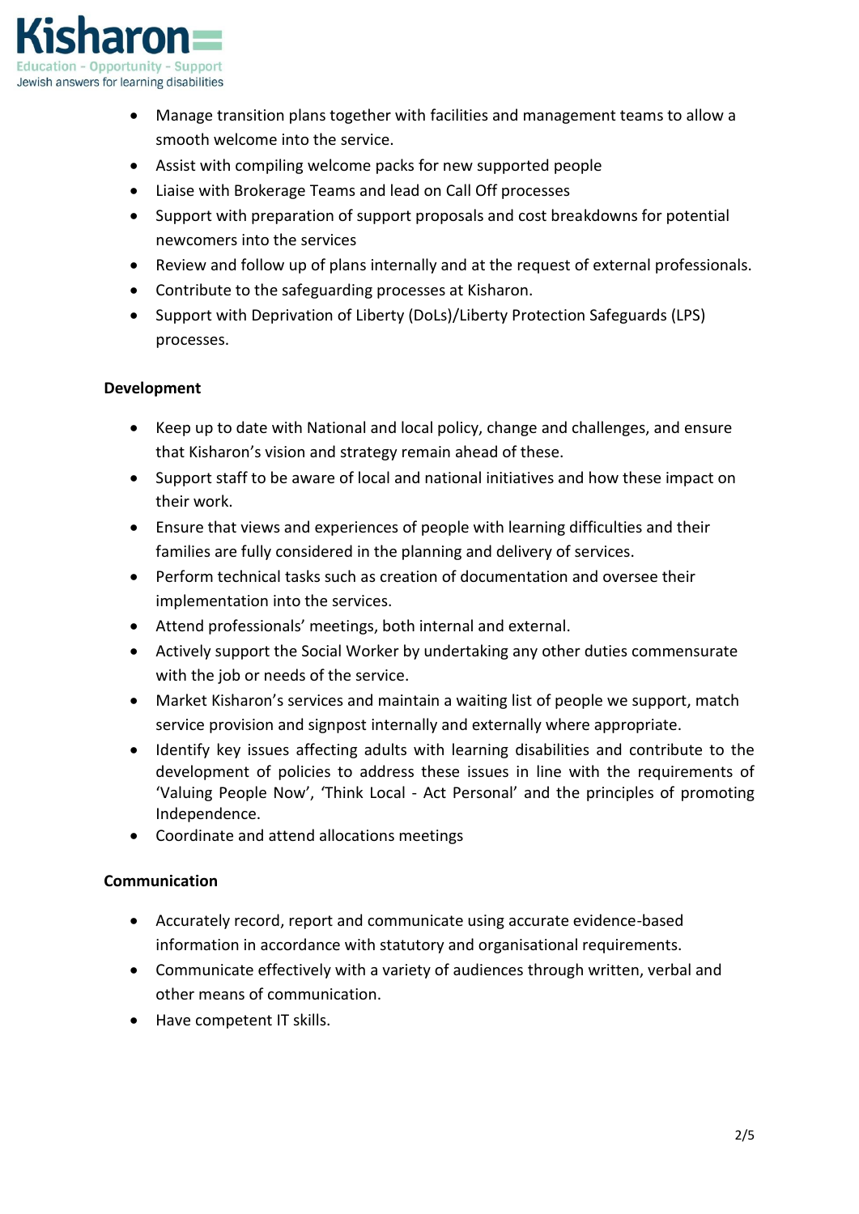- Manage transition plans together with facilities and management teams to allow a smooth welcome into the service.
- Assist with compiling welcome packs for new supported people
- Liaise with Brokerage Teams and lead on Call Off processes
- Support with preparation of support proposals and cost breakdowns for potential newcomers into the services
- Review and follow up of plans internally and at the request of external professionals.
- Contribute to the safeguarding processes at Kisharon.
- Support with Deprivation of Liberty (DoLs)/Liberty Protection Safeguards (LPS) processes.

**Development**

- Keep up to date with National and local policy, change and challenges, and ensure that Kisharon's vision and strategy remain ahead of these.
- Support staff to be aware of local and national initiatives and how these impact on their work.
- Ensure that views and experiences of people with learning difficulties and their families are fully considered in the planning and delivery of services.
- Perform technical tasks such as creation of documentation and oversee their implementation into the services.
- Attend professionals' meetings, both internal and external.
- Actively support the Social Worker by undertaking any other duties commensurate with the job or needs of the service.
- Market Kisharon's services and maintain a waiting list of people we support, match service provision and signpost internally and externally where appropriate.
- Identify key issues affecting adults with learning disabilities and contribute to the development of policies to address these issues in line with the requirements of 'Valuing People Now', 'Think Local - Act Personal' and the principles of promoting Independence.
- Coordinate and attend allocations meetings

**Communication**

- Accurately record, report and communicate using accurate evidence-based information in accordance with statutory and organisational requirements.
- Communicate effectively with a variety of audiences through written, verbal and other means of communication.
- Have competent IT skills.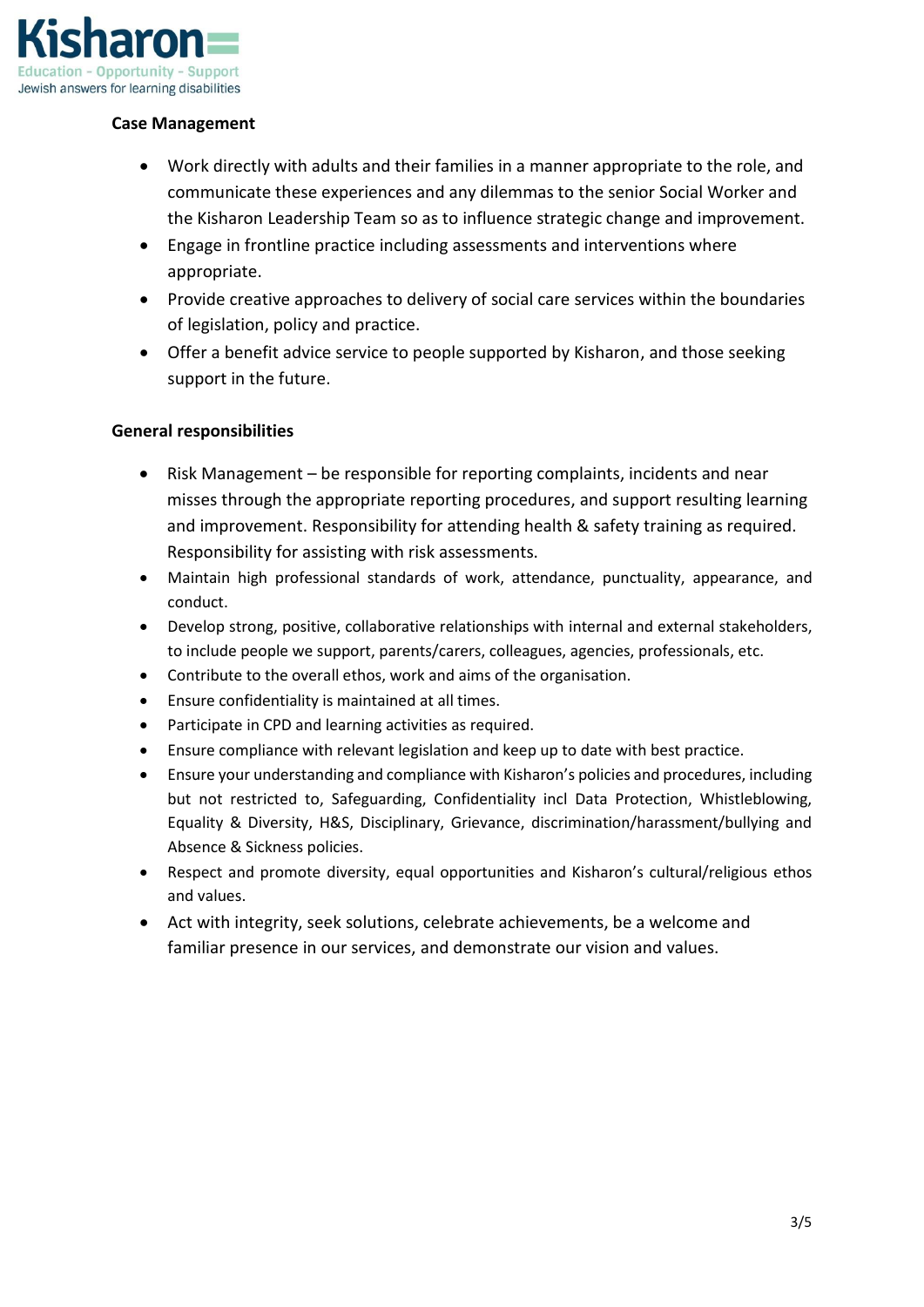### Case Management

- Work directly with adults and their families in a manner appropriate to the role, and communicate these experiences and any dilemmas to the senior Social Worker and the Kisharon Leadership Team so as to influence strategic change and improvement.
- Engage in frontline practice including assessments and interventions where appropriate.
- Provide creative approaches to delivery of social care services within the boundaries of legislation, policy and practice.
- Offer a benefit advice service to people supported by Kisharon, and those seeking support in the future.

### General responsibilities

- Risk Management – be responsible for reporting complaints, incidents and near misses through the appropriate reporting procedures, and support resulting learning and improvement. Responsibility for attending health & safety training as required. Responsibility for assisting with risk assessments.
- Maintain high professional standards of work, attendance, punctuality, appearance, and conduct.
- Develop strong, positive, collaborative relationships with internal and external stakeholders, to include people we support, parents/carers, colleagues, agencies, professionals, etc.
- Contribute to the overall ethos, work and aims of the organisation.
- Ensure confidentiality is maintained at all times.
- Participate in CPD and learning activities as required.
- Ensure compliance with relevant legislation and keep up to date with best practice.
- Ensure your understanding and compliance with Kisharon's policies and procedures, including but not restricted to, Safeguarding, Confidentiality incl Data Protection, Whistleblowing, Equality & Diversity, H&S, Disciplinary, Grievance, discrimination/harassment/bullying and Absence & Sickness policies.
- Respect and promote diversity, equal opportunities and Kisharon's cultural/religious ethos and values.
- Act with integrity, seek solutions, celebrate achievements, be a welcome and familiar presence in our services, and demonstrate our vision and values.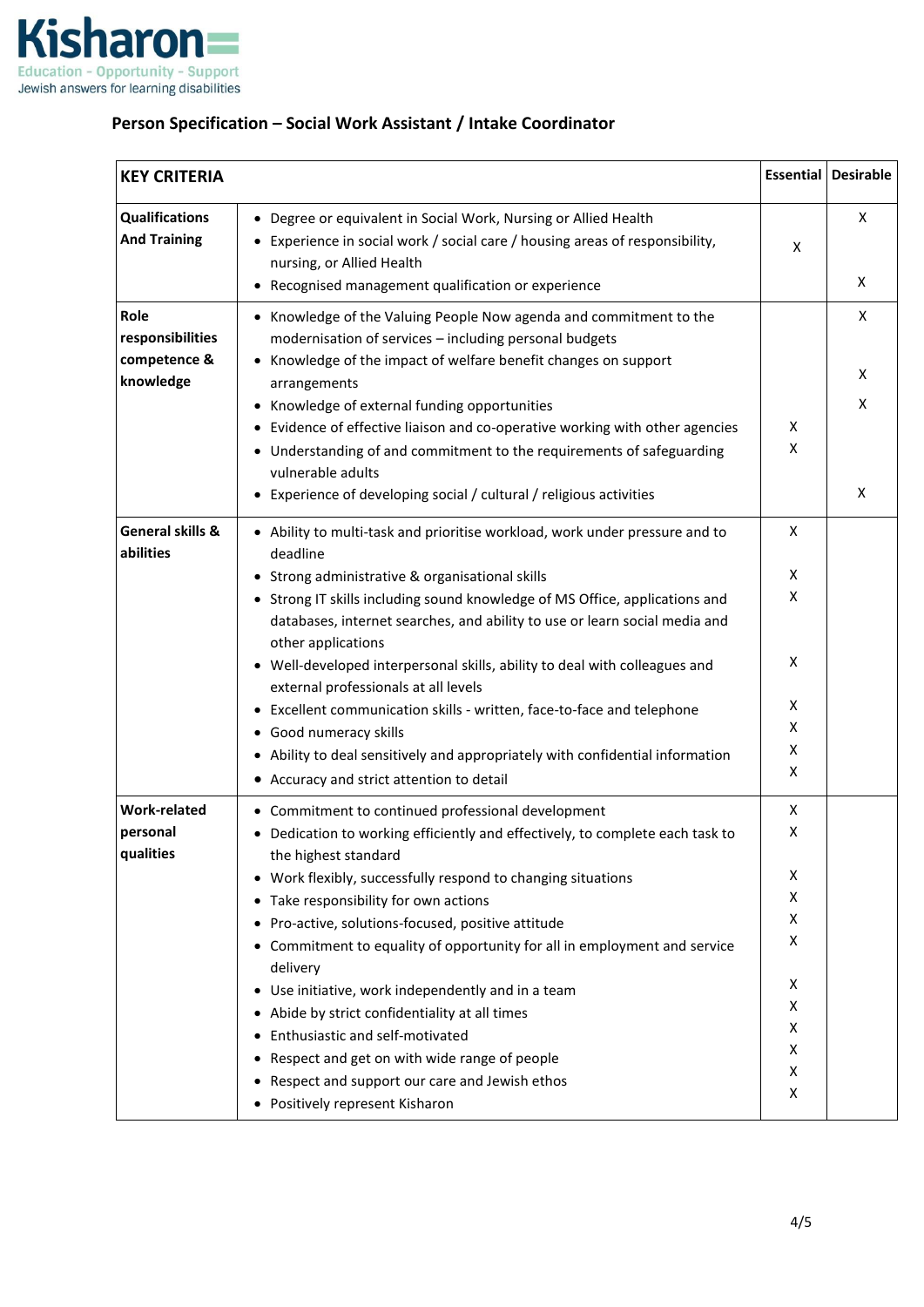## Person Specification – Social Work Assistant / Intake Coordinator

| KEY CRITERIA | | Essential | Desirable |
|---|---|---|---|
| **Qualifications And Training** | • Degree or equivalent in Social Work, Nursing or Allied Health | | X |
| | • Experience in social work / social care / housing areas of responsibility, nursing, or Allied Health | X | |
| | • Recognised management qualification or experience | | X |
| **Role responsibilities competence & knowledge** | • Knowledge of the Valuing People Now agenda and commitment to the modernisation of services – including personal budgets | | X |
| | • Knowledge of the impact of welfare benefit changes on support arrangements | | X |
| | • Knowledge of external funding opportunities | | X |
| | • Evidence of effective liaison and co-operative working with other agencies | X | |
| | • Understanding of and commitment to the requirements of safeguarding vulnerable adults | X | |
| | • Experience of developing social / cultural / religious activities | | X |
| **General skills & abilities** | • Ability to multi-task and prioritise workload, work under pressure and to deadline | X | |
| | • Strong administrative & organisational skills | X | |
| | • Strong IT skills including sound knowledge of MS Office, applications and databases, internet searches, and ability to use or learn social media and other applications | X | |
| | • Well-developed interpersonal skills, ability to deal with colleagues and external professionals at all levels | X | |
| | • Excellent communication skills - written, face-to-face and telephone | X | |
| | • Good numeracy skills | X | |
| | • Ability to deal sensitively and appropriately with confidential information | X | |
| | • Accuracy and strict attention to detail | X | |
| **Work-related personal qualities** | • Commitment to continued professional development | X | |
| | • Dedication to working efficiently and effectively, to complete each task to the highest standard | X | |
| | • Work flexibly, successfully respond to changing situations | X | |
| | • Take responsibility for own actions | X | |
| | • Pro-active, solutions-focused, positive attitude | X | |
| | • Commitment to equality of opportunity for all in employment and service delivery | X | |
| | • Use initiative, work independently and in a team | X | |
| | • Abide by strict confidentiality at all times | X | |
| | • Enthusiastic and self-motivated | X | |
| | • Respect and get on with wide range of people | X | |
| | • Respect and support our care and Jewish ethos | X | |
| | • Positively represent Kisharon | X | |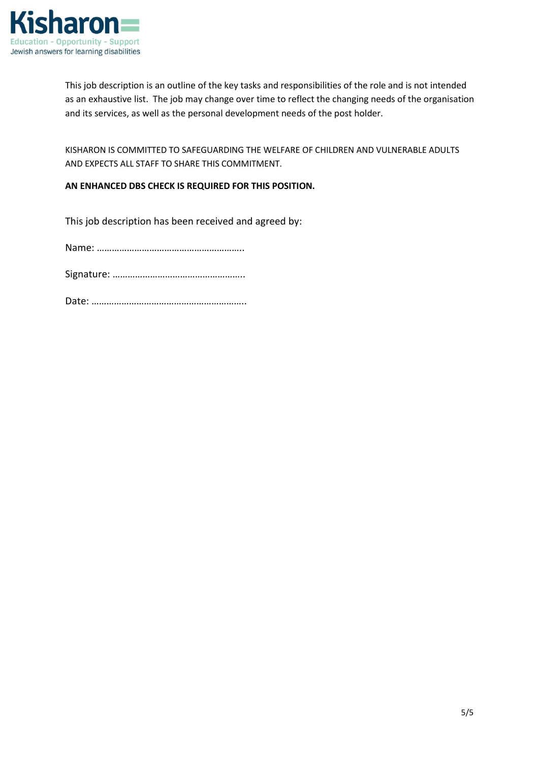This job description is an outline of the key tasks and responsibilities of the role and is not intended as an exhaustive list. The job may change over time to reflect the changing needs of the organisation and its services, as well as the personal development needs of the post holder.

KISHARON IS COMMITTED TO SAFEGUARDING THE WELFARE OF CHILDREN AND VULNERABLE ADULTS AND EXPECTS ALL STAFF TO SHARE THIS COMMITMENT.

**AN ENHANCED DBS CHECK IS REQUIRED FOR THIS POSITION.**

This job description has been received and agreed by:

Name: …………………………………………………..

Signature: ……………………………………………..

Date: ……………………………………………………..